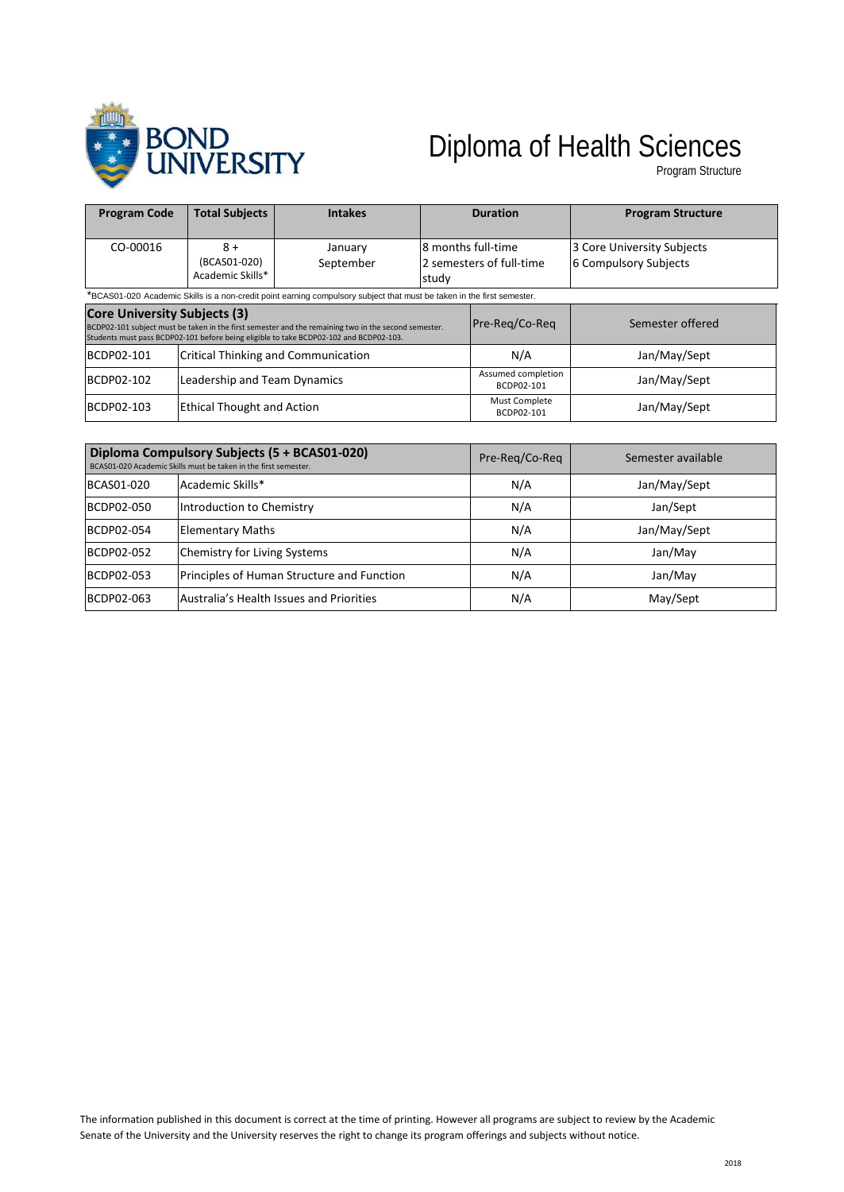# Diploma of Health Sciences

Program Structure

| Program Code | Total Subjects | Intakes | Duration | Program Structure |
|---|---|---|---|---|
| CO-00016 | 8 + (BCAS01-020) Academic Skills* | January September | 8 months full-time 2 semesters of full-time study | 3 Core University Subjects 6 Compulsory Subjects |

*BCAS01-020 Academic Skills is a non-credit point earning compulsory subject that must be taken in the first semester.

| **Core University Subjects (3)** BCDP02-101 subject must be taken in the first semester and the remaining two in the second semester. Students must pass BCDP02-101 before being eligible to take BCDP02-102 and BCDP02-103. | | Pre-Req/Co-Req | Semester offered |
|---|---|---|---|
| BCDP02-101 | Critical Thinking and Communication | N/A | Jan/May/Sept |
| BCDP02-102 | Leadership and Team Dynamics | Assumed completion BCDP02-101 | Jan/May/Sept |
| BCDP02-103 | Ethical Thought and Action | Must Complete BCDP02-101 | Jan/May/Sept |

| **Diploma Compulsory Subjects (5 + BCAS01-020)** BCAS01-020 Academic Skills must be taken in the first semester. | | Pre-Req/Co-Req | Semester available |
|---|---|---|---|
| BCAS01-020 | Academic Skills* | N/A | Jan/May/Sept |
| BCDP02-050 | Introduction to Chemistry | N/A | Jan/Sept |
| BCDP02-054 | Elementary Maths | N/A | Jan/May/Sept |
| BCDP02-052 | Chemistry for Living Systems | N/A | Jan/May |
| BCDP02-053 | Principles of Human Structure and Function | N/A | Jan/May |
| BCDP02-063 | Australia's Health Issues and Priorities | N/A | May/Sept |

The information published in this document is correct at the time of printing. However all programs are subject to review by the Academic Senate of the University and the University reserves the right to change its program offerings and subjects without notice.

2018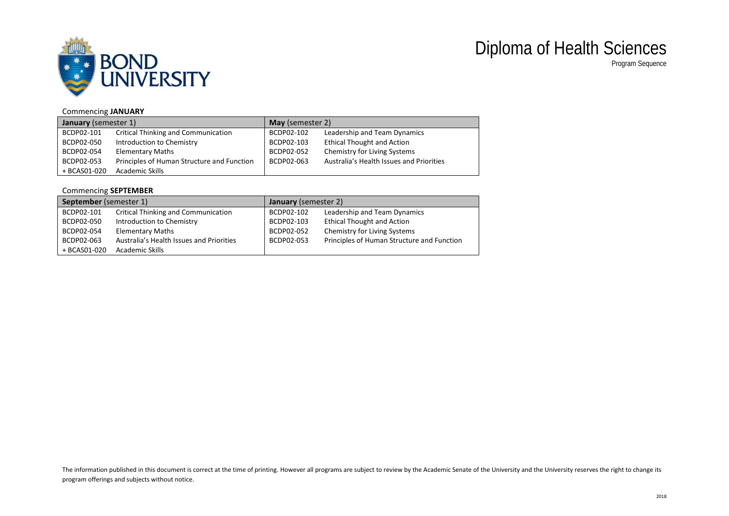# Diploma of Health Sciences

Program Sequence

Commencing **JANUARY**

| **January** (semester 1) | | **May** (semester 2) | |
|---|---|---|---|
| BCDP02-101 | Critical Thinking and Communication | BCDP02-102 | Leadership and Team Dynamics |
| BCDP02-050 | Introduction to Chemistry | BCDP02-103 | Ethical Thought and Action |
| BCDP02-054 | Elementary Maths | BCDP02-052 | Chemistry for Living Systems |
| BCDP02-053 | Principles of Human Structure and Function | BCDP02-063 | Australia's Health Issues and Priorities |
| + BCAS01-020 | Academic Skills | | |

Commencing **SEPTEMBER**

| **September** (semester 1) | | **January** (semester 2) | |
|---|---|---|---|
| BCDP02-101 | Critical Thinking and Communication | BCDP02-102 | Leadership and Team Dynamics |
| BCDP02-050 | Introduction to Chemistry | BCDP02-103 | Ethical Thought and Action |
| BCDP02-054 | Elementary Maths | BCDP02-052 | Chemistry for Living Systems |
| BCDP02-063 | Australia's Health Issues and Priorities | BCDP02-053 | Principles of Human Structure and Function |
| + BCAS01-020 | Academic Skills | | |

The information published in this document is correct at the time of printing. However all programs are subject to review by the Academic Senate of the University and the University reserves the right to change its program offerings and subjects without notice.

2018